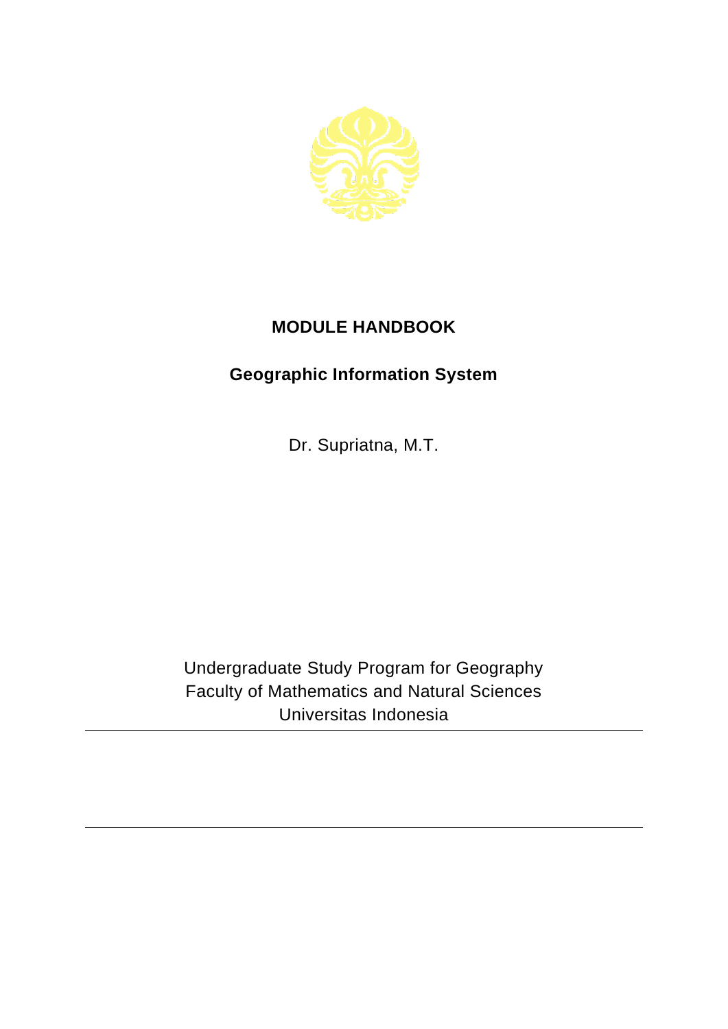# MODULE HANDBOOK

## Geographic Information System

Dr. Supriatna, M.T.

Undergraduate Study Program for Geography
Faculty of Mathematics and Natural Sciences
Universitas Indonesia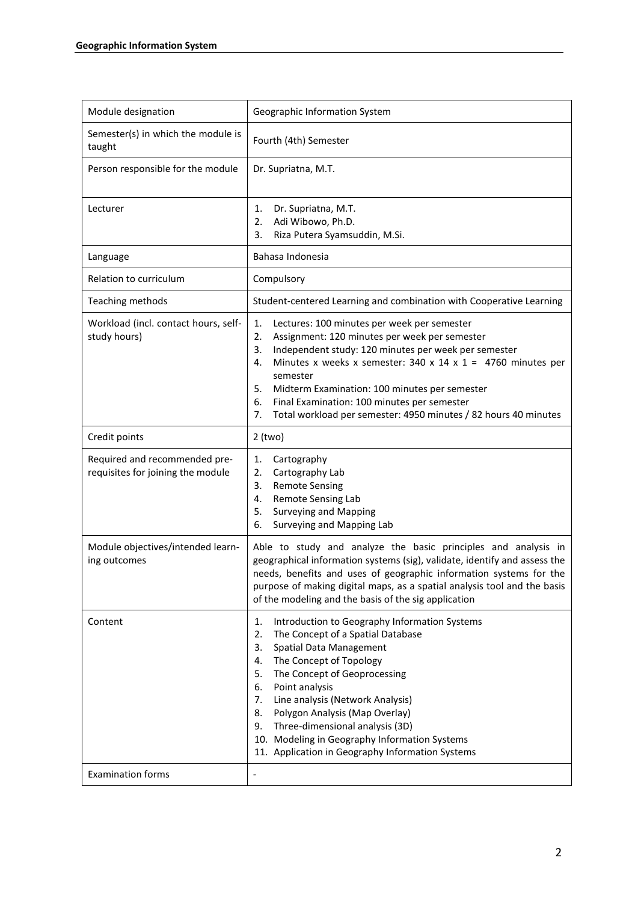| Module designation | Geographic Information System |
| --- | --- |
| Semester(s) in which the module is taught | Fourth (4th) Semester |
| Person responsible for the module | Dr. Supriatna, M.T. |
| Lecturer | 1. Dr. Supriatna, M.T.<br>2. Adi Wibowo, Ph.D.<br>3. Riza Putera Syamsuddin, M.Si. |
| Language | Bahasa Indonesia |
| Relation to curriculum | Compulsory |
| Teaching methods | Student-centered Learning and combination with Cooperative Learning |
| Workload (incl. contact hours, self-study hours) | 1. Lectures: 100 minutes per week per semester<br>2. Assignment: 120 minutes per week per semester<br>3. Independent study: 120 minutes per week per semester<br>4. Minutes x weeks x semester: 340 x 14 x 1 = 4760 minutes per semester<br>5. Midterm Examination: 100 minutes per semester<br>6. Final Examination: 100 minutes per semester<br>7. Total workload per semester: 4950 minutes / 82 hours 40 minutes |
| Credit points | 2 (two) |
| Required and recommended pre-requisites for joining the module | 1. Cartography<br>2. Cartography Lab<br>3. Remote Sensing<br>4. Remote Sensing Lab<br>5. Surveying and Mapping<br>6. Surveying and Mapping Lab |
| Module objectives/intended learning outcomes | Able to study and analyze the basic principles and analysis in geographical information systems (sig), validate, identify and assess the needs, benefits and uses of geographic information systems for the purpose of making digital maps, as a spatial analysis tool and the basis of the modeling and the basis of the sig application |
| Content | 1. Introduction to Geography Information Systems<br>2. The Concept of a Spatial Database<br>3. Spatial Data Management<br>4. The Concept of Topology<br>5. The Concept of Geoprocessing<br>6. Point analysis<br>7. Line analysis (Network Analysis)<br>8. Polygon Analysis (Map Overlay)<br>9. Three-dimensional analysis (3D)<br>10. Modeling in Geography Information Systems<br>11. Application in Geography Information Systems |
| Examination forms | - |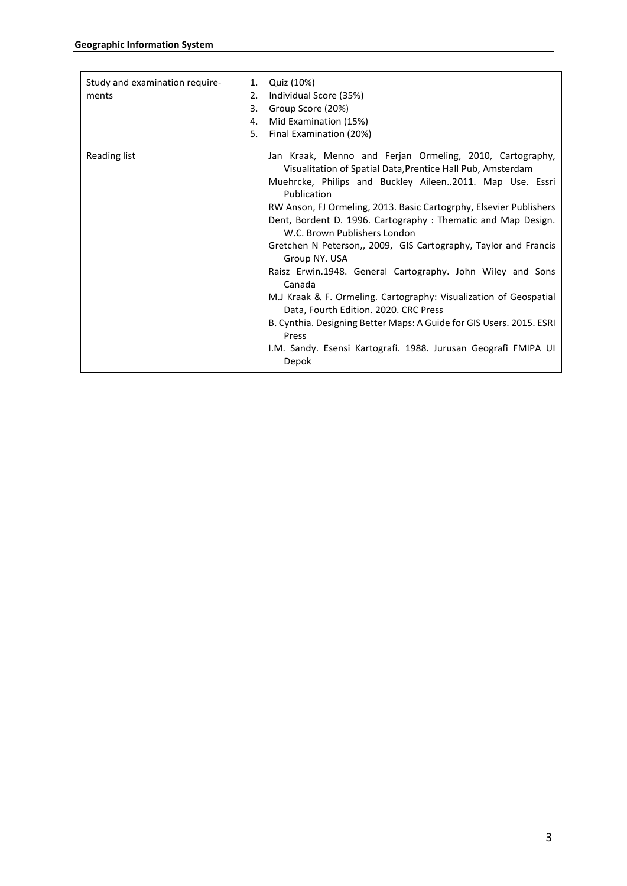| | |
|---|---|
| Study and examination requirements | 1. Quiz (10%)<br>2. Individual Score (35%)<br>3. Group Score (20%)<br>4. Mid Examination (15%)<br>5. Final Examination (20%) |
| Reading list | Jan Kraak, Menno and Ferjan Ormeling, 2010, Cartography, Visualitation of Spatial Data,Prentice Hall Pub, Amsterdam<br>Muehrcke, Philips and Buckley Aileen..2011. Map Use. Essri Publication<br>RW Anson, FJ Ormeling, 2013. Basic Cartogrphy, Elsevier Publishers<br>Dent, Bordent D. 1996. Cartography : Thematic and Map Design. W.C. Brown Publishers London<br>Gretchen N Peterson,, 2009, GIS Cartography, Taylor and Francis Group NY. USA<br>Raisz Erwin.1948. General Cartography. John Wiley and Sons Canada<br>M.J Kraak & F. Ormeling. Cartography: Visualization of Geospatial Data, Fourth Edition. 2020. CRC Press<br>B. Cynthia. Designing Better Maps: A Guide for GIS Users. 2015. ESRI Press<br>I.M. Sandy. Esensi Kartografi. 1988. Jurusan Geografi FMIPA UI Depok |